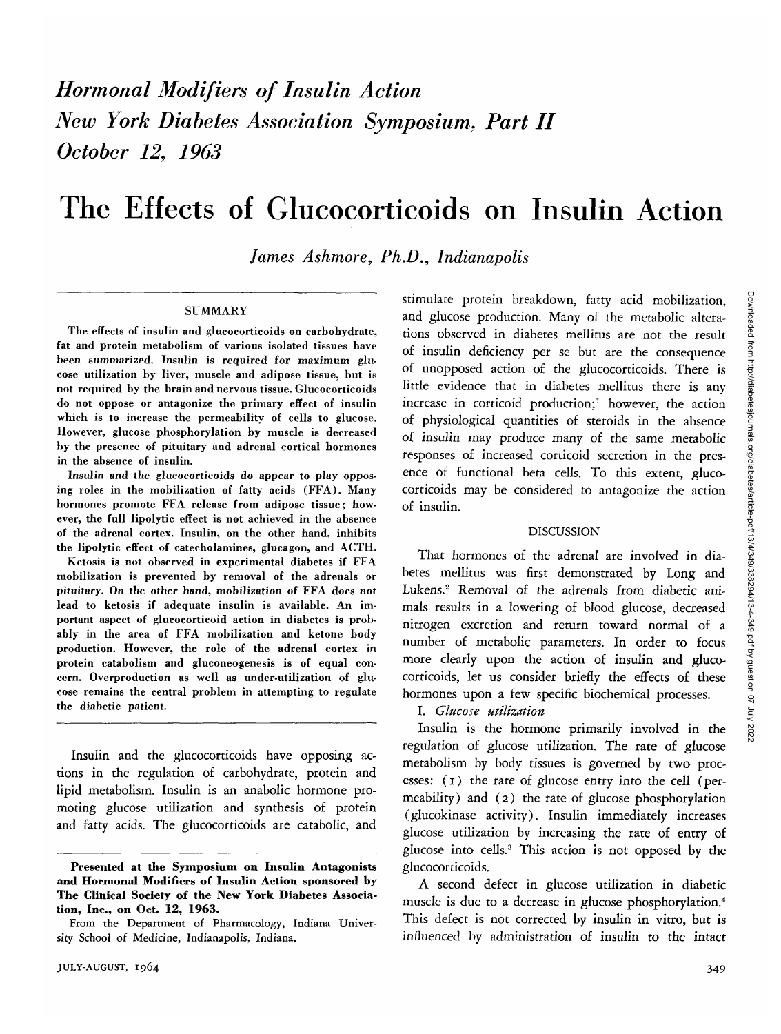*Hormonal Modifiers of Insulin Action*
*New York Diabetes Association Symposium, Part II*
*October 12, 1963*

# The Effects of Glucocorticoids on Insulin Action

*James Ashmore, Ph.D., Indianapolis*

## SUMMARY

The effects of insulin and glucocorticoids on carbohydrate, fat and protein metabolism of various isolated tissues have been summarized. Insulin is required for maximum glucose utilization by liver, muscle and adipose tissue, but is not required by the brain and nervous tissue. Glucocorticoids do not oppose or antagonize the primary effect of insulin which is to increase the permeability of cells to glucose. However, glucose phosphorylation by muscle is decreased by the presence of pituitary and adrenal cortical hormones in the absence of insulin.

Insulin and the glucocorticoids do appear to play opposing roles in the mobilization of fatty acids (FFA). Many hormones promote FFA release from adipose tissue; however, the full lipolytic effect is not achieved in the absence of the adrenal cortex. Insulin, on the other hand, inhibits the lipolytic effect of catecholamines, glucagon, and ACTH.

Ketosis is not observed in experimental diabetes if FFA mobilization is prevented by removal of the adrenals or pituitary. On the other hand, mobilization of FFA does not lead to ketosis if adequate insulin is available. An important aspect of glucocorticoid action in diabetes is probably in the area of FFA mobilization and ketone body production. However, the role of the adrenal cortex in protein catabolism and gluconeogenesis is of equal concern. Overproduction as well as under-utilization of glucose remains the central problem in attempting to regulate the diabetic patient.

Insulin and the glucocorticoids have opposing actions in the regulation of carbohydrate, protein and lipid metabolism. Insulin is an anabolic hormone promoting glucose utilization and synthesis of protein and fatty acids. The glucocorticoids are catabolic, and stimulate protein breakdown, fatty acid mobilization, and glucose production. Many of the metabolic alterations observed in diabetes mellitus are not the result of insulin deficiency per se but are the consequence of unopposed action of the glucocorticoids. There is little evidence that in diabetes mellitus there is any increase in corticoid production;[1] however, the action of physiological quantities of steroids in the absence of insulin may produce many of the same metabolic responses of increased corticoid secretion in the presence of functional beta cells. To this extent, glucocorticoids may be considered to antagonize the action of insulin.

**Presented at the Symposium on Insulin Antagonists and Hormonal Modifiers of Insulin Action sponsored by The Clinical Society of the New York Diabetes Association, Inc., on Oct. 12, 1963.**

From the Department of Pharmacology, Indiana University School of Medicine, Indianapolis, Indiana.

## DISCUSSION

That hormones of the adrenal are involved in diabetes mellitus was first demonstrated by Long and Lukens.[2] Removal of the adrenals from diabetic animals results in a lowering of blood glucose, decreased nitrogen excretion and return toward normal of a number of metabolic parameters. In order to focus more clearly upon the action of insulin and glucocorticoids, let us consider briefly the effects of these hormones upon a few specific biochemical processes.

### I. *Glucose utilization*

Insulin is the hormone primarily involved in the regulation of glucose utilization. The rate of glucose metabolism by body tissues is governed by two processes: (1) the rate of glucose entry into the cell (permeability) and (2) the rate of glucose phosphorylation (glucokinase activity). Insulin immediately increases glucose utilization by increasing the rate of entry of glucose into cells.[3] This action is not opposed by the glucocorticoids.

A second defect in glucose utilization in diabetic muscle is due to a decrease in glucose phosphorylation.[4] This defect is not corrected by insulin in vitro, but is influenced by administration of insulin to the intact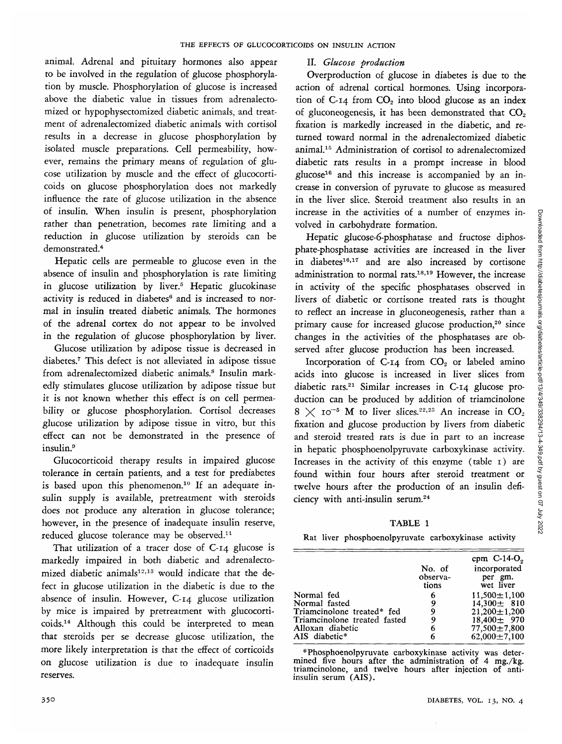animal. Adrenal and pituitary hormones also appear to be involved in the regulation of glucose phosphorylation by muscle. Phosphorylation of glucose is increased above the diabetic value in tissues from adrenalectomized or hypophysectomized diabetic animals, and treatment of adrenalectomized diabetic animals with cortisol results in a decrease in glucose phosphorylation by isolated muscle preparations. Cell permeability, however, remains the primary means of regulation of glucose utilization by muscle and the effect of glucocorticoids on glucose phosphorylation does not markedly influence the rate of glucose utilization in the absence of insulin. When insulin is present, phosphorylation rather than penetration, becomes rate limiting and a reduction in glucose utilization by steroids can be demonstrated.[4]

Hepatic cells are permeable to glucose even in the absence of insulin and phosphorylation is rate limiting in glucose utilization by liver.[5] Hepatic glucokinase activity is reduced in diabetes[6] and is increased to normal in insulin treated diabetic animals. The hormones of the adrenal cortex do not appear to be involved in the regulation of glucose phosphorylation by liver.

Glucose utilization by adipose tissue is decreased in diabetes.[7] This defect is not alleviated in adipose tissue from adrenalectomized diabetic animals.[8] Insulin markedly stimulates glucose utilization by adipose tissue but it is not known whether this effect is on cell permeability or glucose phosphorylation. Cortisol decreases glucose utilization by adipose tissue in vitro, but this effect can not be demonstrated in the presence of insulin.[9]

Glucocorticoid therapy results in impaired glucose tolerance in certain patients, and a test for prediabetes is based upon this phenomenon.[10] If an adequate insulin supply is available, pretreatment with steroids does not produce any alteration in glucose tolerance; however, in the presence of inadequate insulin reserve, reduced glucose tolerance may be observed.[11]

That utilization of a tracer dose of C-14 glucose is markedly impaired in both diabetic and adrenalectomized diabetic animals[12,13] would indicate that the defect in glucose utilization in the diabetic is due to the absence of insulin. However, C-14 glucose utilization by mice is impaired by pretreatment with glucocorticoids.[14] Although this could be interpreted to mean that steroids per se decrease glucose utilization, the more likely interpretation is that the effect of corticoids on glucose utilization is due to inadequate insulin reserves.

## II. *Glucose production*

Overproduction of glucose in diabetes is due to the action of adrenal cortical hormones. Using incorporation of C-14 from $CO_2$ into blood glucose as an index of gluconeogenesis, it has been demonstrated that $CO_2$ fixation is markedly increased in the diabetic, and returned toward normal in the adrenalectomized diabetic animal.[15] Administration of cortisol to adrenalectomized diabetic rats results in a prompt increase in blood glucose[16] and this increase is accompanied by an increase in conversion of pyruvate to glucose as measured in the liver slice. Steroid treatment also results in an increase in the activities of a number of enzymes involved in carbohydrate formation.

Hepatic glucose-6-phosphatase and fructose diphosphate-phosphatase activities are increased in the liver in diabetes[16,17] and are also increased by cortisone administration to normal rats.[18,19] However, the increase in activity of the specific phosphatases observed in livers of diabetic or cortisone treated rats is thought to reflect an increase in gluconeogenesis, rather than a primary cause for increased glucose production,[20] since changes in the activities of the phosphatases are observed after glucose production has been increased.

Incorporation of C-14 from $CO_2$ or labeled amino acids into glucose is increased in liver slices from diabetic rats.[21] Similar increases in C-14 glucose production can be produced by addition of triamcinolone $8 \times 10^{-5}$ M to liver slices.[22,23] An increase in $CO_2$ fixation and glucose production by livers from diabetic and steroid treated rats is due in part to an increase in hepatic phosphoenolpyruvate carboxykinase activity. Increases in the activity of this enzyme (table 1) are found within four hours after steroid treatment or twelve hours after the production of an insulin deficiency with anti-insulin serum.[24]

**TABLE 1**

Rat liver phosphoenolpyruvate carboxykinase activity

| | No. of observations | cpm C-14-$O_2$ incorporated per gm. wet liver |
|---|---|---|
| Normal fed | 6 | 11,500±1,100 |
| Normal fasted | 9 | 14,300± 810 |
| Triamcinolone treated* fed | 9 | 21,200±1,200 |
| Triamcinolone treated fasted | 9 | 18,400± 970 |
| Alloxan diabetic | 6 | 77,500±7,800 |
| AIS diabetic* | 6 | 62,000±7,100 |

*Phosphoenolpyruvate carboxykinase activity was determined five hours after the administration of 4 mg./kg. triamcinolone, and twelve hours after injection of anti-insulin serum (AIS).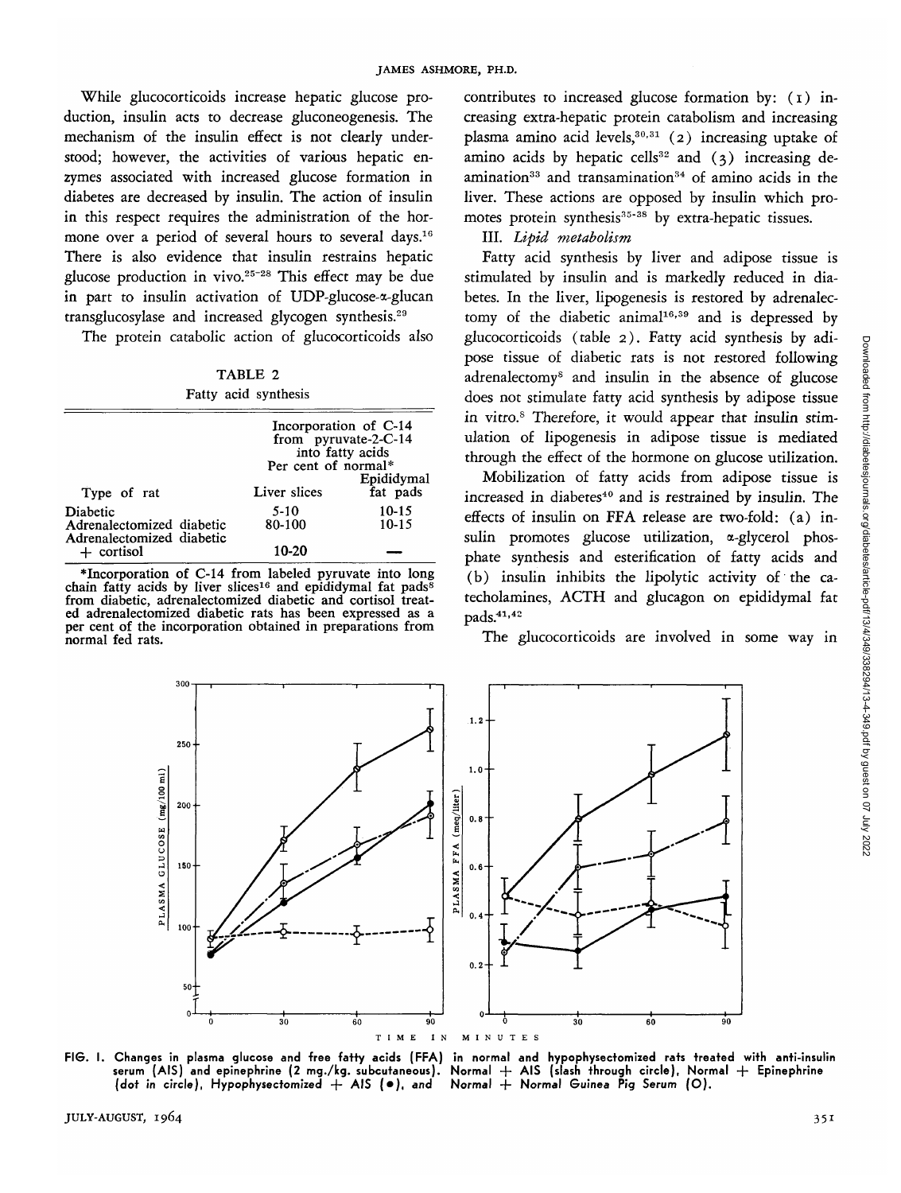While glucocorticoids increase hepatic glucose production, insulin acts to decrease gluconeogenesis. The mechanism of the insulin effect is not clearly understood; however, the activities of various hepatic enzymes associated with increased glucose formation in diabetes are decreased by insulin. The action of insulin in this respect requires the administration of the hormone over a period of several hours to several days.[16] There is also evidence that insulin restrains hepatic glucose production in vivo.[25-28] This effect may be due in part to insulin activation of UDP-glucose-α-glucan transglucosylase and increased glycogen synthesis.[29]

The protein catabolic action of glucocorticoids also contributes to increased glucose formation by: (1) increasing extra-hepatic protein catabolism and increasing plasma amino acid levels,[30,31] (2) increasing uptake of amino acids by hepatic cells[32] and (3) increasing deamination[33] and transamination[34] of amino acids in the liver. These actions are opposed by insulin which promotes protein synthesis[35-38] by extra-hepatic tissues.

TABLE 2

Fatty acid synthesis

| Type of rat | Incorporation of C-14 from pyruvate-2-C-14 into fatty acids Per cent of normal* | |
|---|---|---|
| | Liver slices | Epididymal fat pads |
| Diabetic | 5-10 | 10-15 |
| Adrenalectomized diabetic | 80-100 | 10-15 |
| Adrenalectomized diabetic + cortisol | 10-20 | — |

*Incorporation of C-14 from labeled pyruvate into long chain fatty acids by liver slices[16] and epididymal fat pads[8] from diabetic, adrenalectomized diabetic and cortisol treated adrenalectomized diabetic rats has been expressed as a per cent of the incorporation obtained in preparations from normal fed rats.

III. *Lipid metabolism*

Fatty acid synthesis by liver and adipose tissue is stimulated by insulin and is markedly reduced in diabetes. In the liver, lipogenesis is restored by adrenalectomy of the diabetic animal[16,39] and is depressed by glucocorticoids (table 2). Fatty acid synthesis by adipose tissue of diabetic rats is not restored following adrenalectomy[8] and insulin in the absence of glucose does not stimulate fatty acid synthesis by adipose tissue in vitro.[8] Therefore, it would appear that insulin stimulation of lipogenesis in adipose tissue is mediated through the effect of the hormone on glucose utilization.

Mobilization of fatty acids from adipose tissue is increased in diabetes[40] and is restrained by insulin. The effects of insulin on FFA release are two-fold: (a) insulin promotes glucose utilization, α-glycerol phosphate synthesis and esterification of fatty acids and (b) insulin inhibits the lipolytic activity of the catecholamines, ACTH and glucagon on epididymal fat pads.[41,42]

The glucocorticoids are involved in some way in

FIG. 1. Changes in plasma glucose and free fatty acids (FFA) in normal and hypophysectomized rats treated with anti-insulin serum (AIS) and epinephrine (2 mg./kg. subcutaneous). Normal + AIS (slash through circle), Normal + Epinephrine (dot in circle), Hypophysectomized + AIS (●), and Normal + Normal Guinea Pig Serum (O).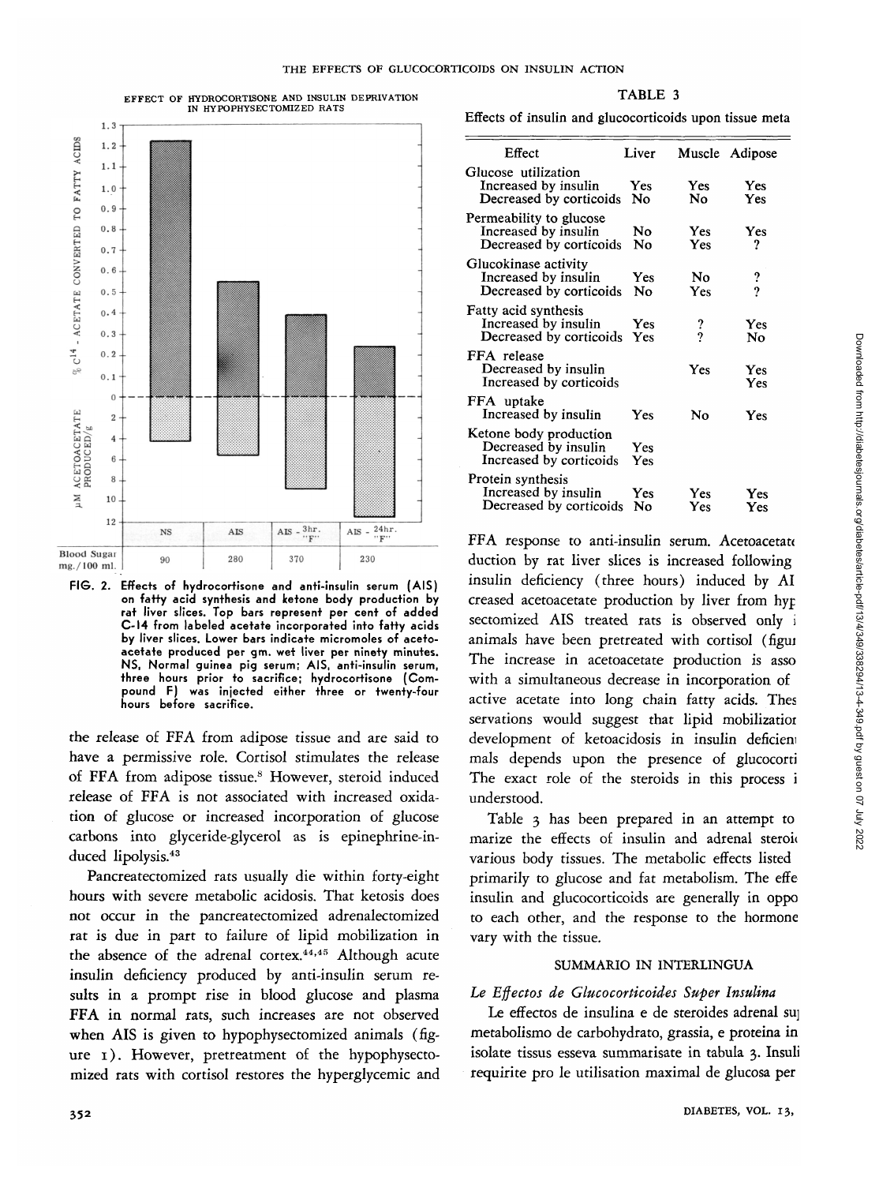EFFECT OF HYDROCORTISONE AND INSULIN DEPRIVATION IN HYPOPHYSECTOMIZED RATS

| | NS | AIS | AIS - 3hr. "F" | AIS - 24hr. "F" |
|---|---|---|---|---|
| Blood Sugar mg./100 ml. | 90 | 280 | 370 | 230 |

FIG. 2. Effects of hydrocortisone and anti-insulin serum (AIS) on fatty acid synthesis and ketone body production by rat liver slices. Top bars represent per cent of added C-14 from labeled acetate incorporated into fatty acids by liver slices. Lower bars indicate micromoles of acetoacetate produced per gm. wet liver per ninety minutes. NS, Normal guinea pig serum; AIS, anti-insulin serum, three hours prior to sacrifice; hydrocortisone (Compound F) was injected either three or twenty-four hours before sacrifice.

the release of FFA from adipose tissue and are said to have a permissive role. Cortisol stimulates the release of FFA from adipose tissue.[8] However, steroid induced release of FFA is not associated with increased oxidation of glucose or increased incorporation of glucose carbons into glyceride-glycerol as is epinephrine-induced lipolysis.[43]

Pancreatectomized rats usually die within forty-eight hours with severe metabolic acidosis. That ketosis does not occur in the pancreatectomized adrenalectomized rat is due in part to failure of lipid mobilization in the absence of the adrenal cortex.[44,45] Although acute insulin deficiency produced by anti-insulin serum results in a prompt rise in blood glucose and plasma FFA in normal rats, such increases are not observed when AIS is given to hypophysectomized animals (figure 1). However, pretreatment of the hypophysectomized rats with cortisol restores the hyperglycemic and

TABLE 3

Effects of insulin and glucocorticoids upon tissue meta

| Effect | Liver | Muscle | Adipose |
|---|---|---|---|
| Glucose utilization | | | |
| Increased by insulin | Yes | Yes | Yes |
| Decreased by corticoids | No | No | Yes |
| Permeability to glucose | | | |
| Increased by insulin | No | Yes | Yes |
| Decreased by corticoids | No | Yes | ? |
| Glucokinase activity | | | |
| Increased by insulin | Yes | No | ? |
| Decreased by corticoids | No | Yes | ? |
| Fatty acid synthesis | | | |
| Increased by insulin | Yes | ? | Yes |
| Decreased by corticoids | Yes | ? | No |
| FFA release | | | |
| Decreased by insulin | | Yes | Yes |
| Increased by corticoids | | | Yes |
| FFA uptake | | | |
| Increased by insulin | Yes | No | Yes |
| Ketone body production | | | |
| Decreased by insulin | Yes | | |
| Increased by corticoids | Yes | | |
| Protein synthesis | | | |
| Increased by insulin | Yes | Yes | Yes |
| Decreased by corticoids | No | Yes | Yes |

FFA response to anti-insulin serum. Acetoacetat duction by rat liver slices is increased following insulin deficiency (three hours) induced by AI creased acetoacetate production by liver from hyp sectomized AIS treated rats is observed only i animals have been pretreated with cortisol (figu The increase in acetoacetate production is asso with a simultaneous decrease in incorporation of active acetate into long chain fatty acids. Thes servations would suggest that lipid mobilizatio development of ketoacidosis in insulin deficien mals depends upon the presence of glucocorti The exact role of the steroids in this process i understood.

Table 3 has been prepared in an attempt to marize the effects of insulin and adrenal steroi various body tissues. The metabolic effects listed primarily to glucose and fat metabolism. The effe insulin and glucocorticoids are generally in oppo to each other, and the response to the hormone vary with the tissue.

## SUMMARIO IN INTERLINGUA

### *Le Effectos de Glucocorticoides Super Insulina*

Le effectos de insulina e de steroides adrenal su metabolismo de carbohydrato, grassia, e proteina in isolate tissus esseva summarisate in tabula 3. Insuli requirite pro le utilisation maximal de glucosa per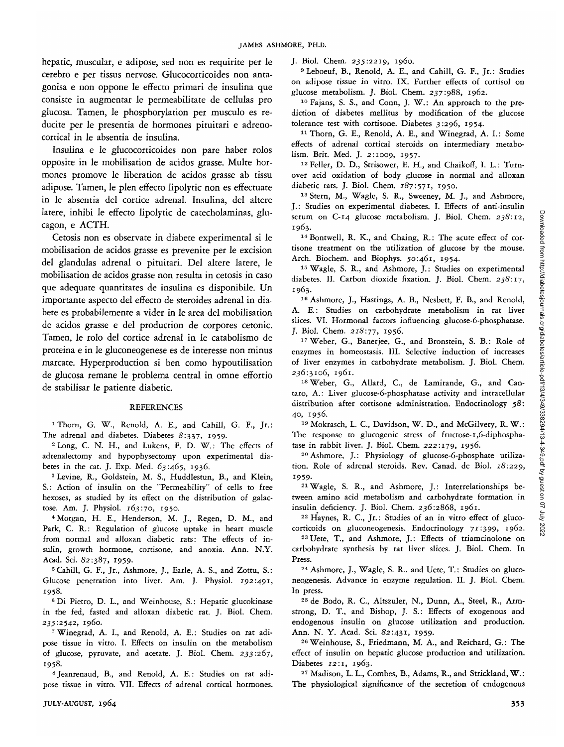hepatic, muscular, e adipose, sed non es requirite per le cerebro e per tissus nervose. Glucocorticoides non antagonisa e non oppone le effecto primari de insulina que consiste in augmentar le permeabilitate de cellulas pro glucosa. Tamen, le phosphorylation per musculo es reducite per le presentia de hormones pituitari e adrenocortical in le absentia de insulina.

Insulina e le glucocorticoides non pare haber rolos opposite in le mobilisation de acidos grasse. Multe hormones promove le liberation de acidos grasse ab tissu adipose. Tamen, le plen effecto lipolytic non es effectuate in le absentia del cortice adrenal. Insulina, del altere latere, inhibi le effecto lipolytic de catecholaminas, glucagon, e ACTH.

Cetosis non es observate in diabete experimental si le mobilisation de acidos grasse es prevenite per le excision del glandulas adrenal o pituitari. Del altere latere, le mobilisation de acidos grasse non resulta in cetosis in caso que adequate quantitates de insulina es disponibile. Un importante aspecto del effecto de steroides adrenal in diabete es probabilemente a vider in le area del mobilisation de acidos grasse e del production de corpores cetonic. Tamen, le rolo del cortice adrenal in le catabolismo de proteina e in le gluconeogenese es de interesse non minus marcate. Hyperproduction si ben como hypoutilisation de glucosa remane le problema central in omne effortio de stabilisar le patiente diabetic.

## REFERENCES

[1] Thorn, G. W., Renold, A. E., and Cahill, G. F., Jr.: The adrenal and diabetes. Diabetes *8*:337, 1959.

[2] Long, C. N. H., and Lukens, F. D. W.: The effects of adrenalectomy and hypophysectomy upon experimental diabetes in the cat. J. Exp. Med. *63*:465, 1936.

[3] Levine, R., Goldstein, M. S., Huddlestun, B., and Klein, S.: Action of insulin on the "Permeability" of cells to free hexoses, as studied by its effect on the distribution of galactose. Am. J. Physiol. *163*:70, 1950.

[4] Morgan, H. E., Henderson, M. J., Regen, D. M., and Park, C. R.: Regulation of glucose uptake in heart muscle from normal and alloxan diabetic rats: The effects of insulin, growth hormone, cortisone, and anoxia. Ann. N.Y. Acad. Sci. *82*:387, 1959.

[5] Cahill, G. F., Jr., Ashmore, J., Earle, A. S., and Zottu, S.: Glucose penetration into liver. Am. J. Physiol. *192*:491, 1958.

[6] Di Pietro, D. L., and Weinhouse, S.: Hepatic glucokinase in the fed, fasted and alloxan diabetic rat. J. Biol. Chem. *235*:2542, 1960.

[7] Winegrad, A. I., and Renold, A. E.: Studies on rat adipose tissue in vitro. I. Effects on insulin on the metabolism of glucose, pyruvate, and acetate. J. Biol. Chem. *233*:267, 1958.

[8] Jeanrenaud, B., and Renold, A. E.: Studies on rat adipose tissue in vitro. VII. Effects of adrenal cortical hormones. J. Biol. Chem. *235*:2219, 1960.

[9] Leboeuf, B., Renold, A. E., and Cahill, G. F., Jr.: Studies on adipose tissue in vitro. IX. Further effects of cortisol on glucose metabolism. J. Biol. Chem. *237*:988, 1962.

[10] Fajans, S. S., and Conn, J. W.: An approach to the prediction of diabetes mellitus by modification of the glucose tolerance test with cortisone. Diabetes *3*:296, 1954.

[11] Thorn, G. E., Renold, A. E., and Winegrad, A. I.: Some effects of adrenal cortical steroids on intermediary metabolism. Brit. Med. J. *2*:1009, 1957.

[12] Feller, D. D., Strisower, E. H., and Chaikoff, I. L.: Turnover acid oxidation of body glucose in normal and alloxan diabetic rats. J. Biol. Chem. *187*:571, 1950.

[13] Stern, M., Wagle, S. R., Sweeney, M. J., and Ashmore, J.: Studies on experimental diabetes. I. Effects of anti-insulin serum on C-14 glucose metabolism. J. Biol. Chem. *238*:12, 1963.

[14] Bontwell, R. K., and Chaing, R.: The acute effect of cortisone treatment on the utilization of glucose by the mouse. Arch. Biochem. and Biophys. *50*:461, 1954.

[15] Wagle, S. R., and Ashmore, J.: Studies on experimental diabetes. II. Carbon dioxide fixation. J. Biol. Chem. *238*:17, 1963.

[16] Ashmore, J., Hastings, A. B., Nesbett, F. B., and Renold, A. E.: Studies on carbohydrate metabolism in rat liver slices. VI. Hormonal factors influencing glucose-6-phosphatase. J. Biol. Chem. *218*:77, 1956.

[17] Weber, G., Banerjee, G., and Bronstein, S. B.: Role of enzymes in homeostasis. III. Selective induction of increases of liver enzymes in carbohydrate metabolism. J. Biol. Chem. *236*:3106, 1961.

[18] Weber, G., Allard, C., de Lamirande, G., and Cantaro, A.: Liver glucose-6-phosphatase activity and intracellular distribution after cortisone administration. Endocrinology *58*:40, 1956.

[19] Mokrasch, L. C., Davidson, W. D., and McGilvery, R. W.: The response to glucogenic stress of fructose-1,6-diphosphatase in rabbit liver. J. Biol. Chem. *222*:179, 1956.

[20] Ashmore, J.: Physiology of glucose-6-phosphate utilization. Role of adrenal steroids. Rev. Canad. de Biol. *18*:229, 1959.

[21] Wagle, S. R., and Ashmore, J.: Interrelationships between amino acid metabolism and carbohydrate formation in insulin deficiency. J. Biol. Chem. *236*:2868, 1961.

[22] Haynes, R. C., Jr.: Studies of an in vitro effect of glucocorticoids on gluconeogenesis. Endocrinology *71*:399, 1962.

[23] Uete, T., and Ashmore, J.: Effects of triamcinolone on carbohydrate synthesis by rat liver slices. J. Biol. Chem. In Press.

[24] Ashmore, J., Wagle, S. R., and Uete, T.: Studies on gluconeogenesis. Advance in enzyme regulation. II. J. Biol. Chem. In press.

[25] de Bodo, R. C., Altszuler, N., Dunn, A., Steel, R., Armstrong, D. T., and Bishop, J. S.: Effects of exogenous and endogenous insulin on glucose utilization and production. Ann. N. Y. Acad. Sci. *82*:431, 1959.

[26] Weinhouse, S., Friedmann, M. A., and Reichard, G.: The effect of insulin on hepatic glucose production and utilization. Diabetes *12*:1, 1963.

[27] Madison, L. L., Combes, B., Adams, R., and Strickland, W.: The physiological significance of the secretion of endogenous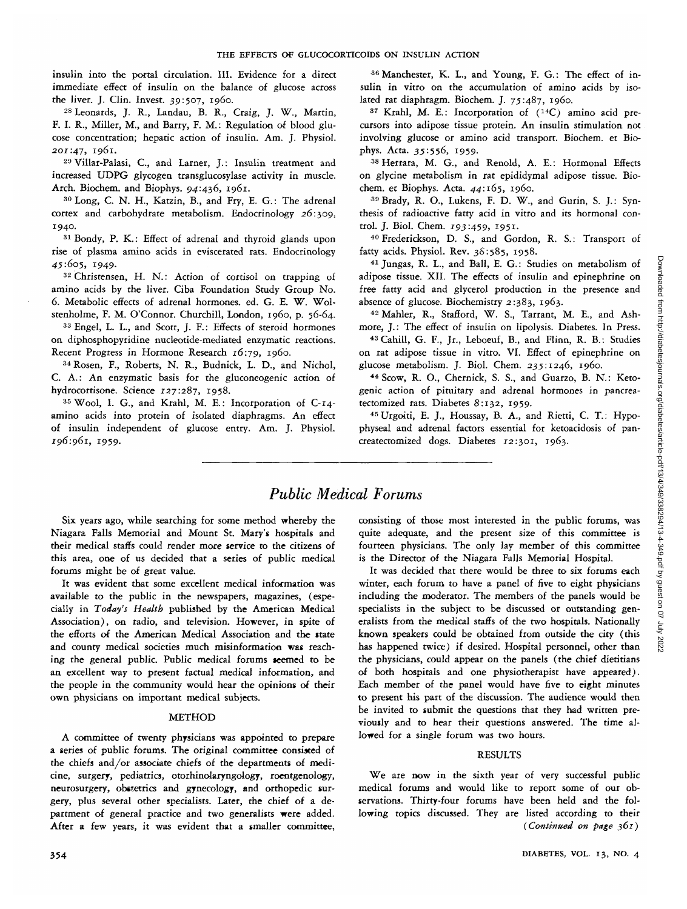insulin into the portal circulation. III. Evidence for a direct immediate effect of insulin on the balance of glucose across the liver. J. Clin. Invest. *39*:507, 1960.

[28] Leonards, J. R., Landau, B. R., Craig, J. W., Martin, F. I. R., Miller, M., and Barry, F. M.: Regulation of blood glucose concentration; hepatic action of insulin. Am. J. Physiol. *201*:47, 1961.

[29] Villar-Palasi, C., and Larner, J.: Insulin treatment and increased UDPG glycogen transglucosylase activity in muscle. Arch. Biochem. and Biophys. *94*:436, 1961.

[30] Long, C. N. H., Katzin, B., and Fry, E. G.: The adrenal cortex and carbohydrate metabolism. Endocrinology *26*:309, 1940.

[31] Bondy, P. K.: Effect of adrenal and thyroid glands upon rise of plasma amino acids in eviscerated rats. Endocrinology *45*:605, 1949.

[32] Christensen, H. N.: Action of cortisol on trapping of amino acids by the liver. Ciba Foundation Study Group No. 6. Metabolic effects of adrenal hormones. ed. G. E. W. Wolstenholme, F. M. O'Connor. Churchill, London, 1960, p. 56-64.

[33] Engel, L. L., and Scott, J. F.: Effects of steroid hormones on diphosphopyridine nucleotide-mediated enzymatic reactions. Recent Progress in Hormone Research *16*:79, 1960.

[34] Rosen, F., Roberts, N. R., Budnick, L. D., and Nichol, C. A.: An enzymatic basis for the gluconeogenic action of hydrocortisone. Science *127*:287, 1958.

[35] Wool, I. G., and Krahl, M. E.: Incorporation of C-14-amino acids into protein of isolated diaphragms. An effect of insulin independent of glucose entry. Am. J. Physiol. *196*:961, 1959.

[36] Manchester, K. L., and Young, F. G.: The effect of insulin in vitro on the accumulation of amino acids by isolated rat diaphragm. Biochem. J. *75*:487, 1960.

[37] Krahl, M. E.: Incorporation of ($^{14}C$) amino acid precursors into adipose tissue protein. An insulin stimulation not involving glucose or amino acid transport. Biochem. et Biophys. Acta. *35*:556, 1959.

[38] Herrara, M. G., and Renold, A. E.: Hormonal Effects on glycine metabolism in rat epididymal adipose tissue. Biochem. et Biophys. Acta. *44*:165, 1960.

[39] Brady, R. O., Lukens, F. D. W., and Gurin, S. J.: Synthesis of radioactive fatty acid in vitro and its hormonal control. J. Biol. Chem. *193*:459, 1951.

[40] Frederickson, D. S., and Gordon, R. S.: Transport of fatty acids. Physiol. Rev. *38*:585, 1958.

[41] Jungas, R. L., and Ball, E. G.: Studies on metabolism of adipose tissue. XII. The effects of insulin and epinephrine on free fatty acid and glycerol production in the presence and absence of glucose. Biochemistry *2*:383, 1963.

[42] Mahler, R., Stafford, W. S., Tarrant, M. E., and Ashmore, J.: The effect of insulin on lipolysis. Diabetes. In Press.

[43] Cahill, G. F., Jr., Leboeuf, B., and Flinn, R. B.: Studies on rat adipose tissue in vitro. VI. Effect of epinephrine on glucose metabolism. J. Biol. Chem. *235*:1246, 1960.

[44] Scow, R. O., Chernick, S. S., and Guarzo, B. N.: Ketogenic action of pituitary and adrenal hormones in pancreatectomized rats. Diabetes *8*:132, 1959.

[45] Urgoiti, E. J., Houssay, B. A., and Rietti, C. T.: Hypophyseal and adrenal factors essential for ketoacidosis of pancreatectomized dogs. Diabetes *12*:301, 1963.

# *Public Medical Forums*

Six years ago, while searching for some method whereby the Niagara Falls Memorial and Mount St. Mary's hospitals and their medical staffs could render more service to the citizens of this area, one of us decided that a series of public medical forums might be of great value.

It was evident that some excellent medical information was available to the public in the newspapers, magazines, (especially in *Today's Health* published by the American Medical Association), on radio, and television. However, in spite of the efforts of the American Medical Association and the state and county medical societies much misinformation was reaching the general public. Public medical forums seemed to be an excellent way to present factual medical information, and the people in the community would hear the opinions of their own physicians on important medical subjects.

## METHOD

A committee of twenty physicians was appointed to prepare a series of public forums. The original committee consisted of the chiefs and/or associate chiefs of the departments of medicine, surgery, pediatrics, otorhinolaryngology, roentgenology, neurosurgery, obstetrics and gynecology, and orthopedic surgery, plus several other specialists. Later, the chief of a department of general practice and two generalists were added. After a few years, it was evident that a smaller committee, consisting of those most interested in the public forums, was quite adequate, and the present size of this committee is fourteen physicians. The only lay member of this committee is the Director of the Niagara Falls Memorial Hospital.

It was decided that there would be three to six forums each winter, each forum to have a panel of five to eight physicians including the moderator. The members of the panels would be specialists in the subject to be discussed or outstanding generalists from the medical staffs of the two hospitals. Nationally known speakers could be obtained from outside the city (this has happened twice) if desired. Hospital personnel, other than the physicians, could appear on the panels (the chief dietitians of both hospitals and one physiotherapist have appeared). Each member of the panel would have five to eight minutes to present his part of the discussion. The audience would then be invited to submit the questions that they had written previously and to hear their questions answered. The time allowed for a single forum was two hours.

## RESULTS

We are now in the sixth year of very successful public medical forums and would like to report some of our observations. Thirty-four forums have been held and the following topics discussed. They are listed according to their

*(Continued on page 361)*